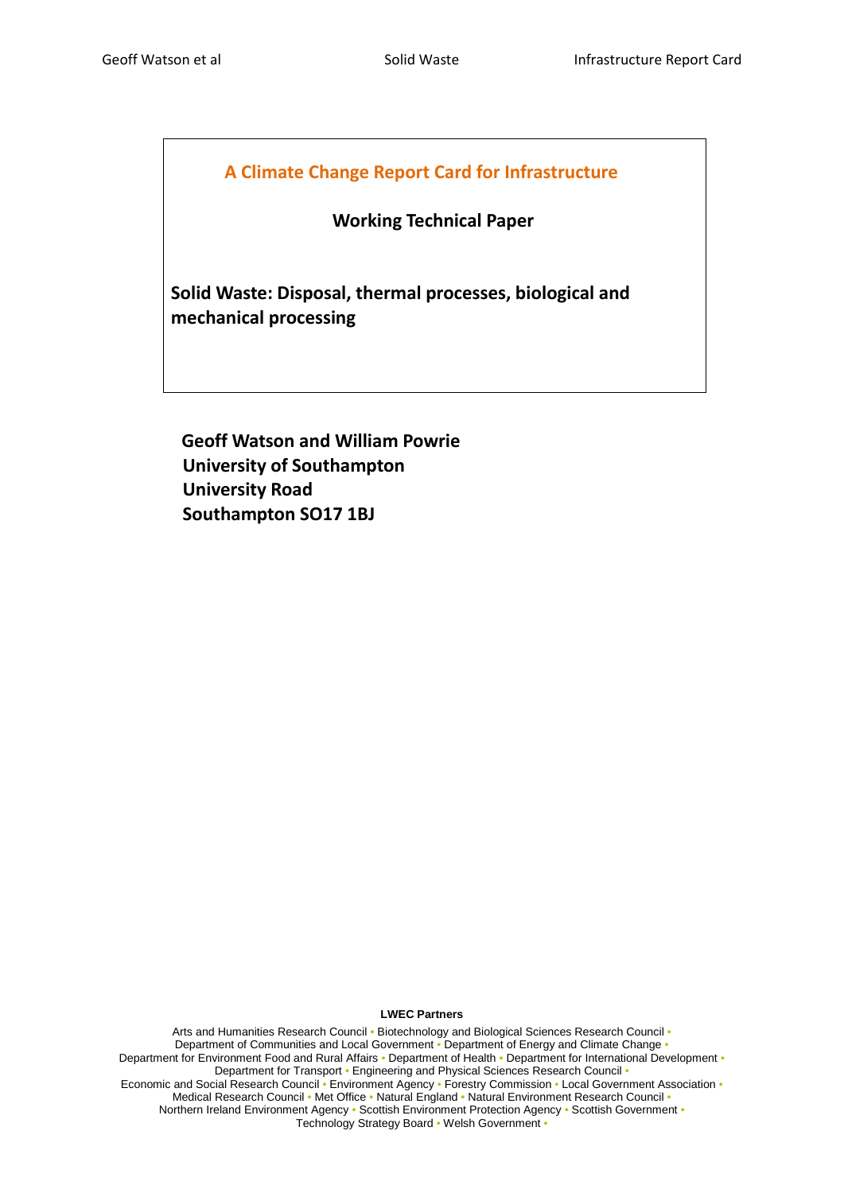**A Climate Change Report Card for Infrastructure**

**Working Technical Paper**

# Solid Waste: Disposal, thermal processes, biological and mechanical processing

**Geoff Watson and William Powrie**
**University of Southampton**
**University Road**
**Southampton SO17 1BJ**

**LWEC Partners**

Arts and Humanities Research Council • Biotechnology and Biological Sciences Research Council • Department of Communities and Local Government • Department of Energy and Climate Change • Department for Environment Food and Rural Affairs • Department of Health • Department for International Development • Department for Transport • Engineering and Physical Sciences Research Council • Economic and Social Research Council • Environment Agency • Forestry Commission • Local Government Association • Medical Research Council • Met Office • Natural England • Natural Environment Research Council • Northern Ireland Environment Agency • Scottish Environment Protection Agency • Scottish Government • Technology Strategy Board • Welsh Government •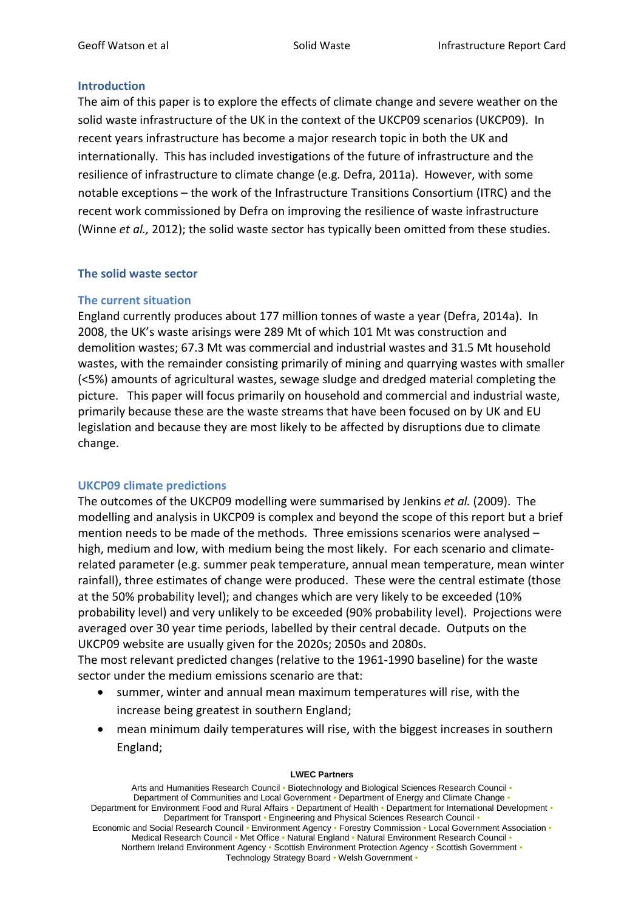## Introduction

The aim of this paper is to explore the effects of climate change and severe weather on the solid waste infrastructure of the UK in the context of the UKCP09 scenarios (UKCP09). In recent years infrastructure has become a major research topic in both the UK and internationally. This has included investigations of the future of infrastructure and the resilience of infrastructure to climate change (e.g. Defra, 2011a). However, with some notable exceptions – the work of the Infrastructure Transitions Consortium (ITRC) and the recent work commissioned by Defra on improving the resilience of waste infrastructure (Winne *et al.,* 2012); the solid waste sector has typically been omitted from these studies.

## The solid waste sector

### The current situation

England currently produces about 177 million tonnes of waste a year (Defra, 2014a). In 2008, the UK's waste arisings were 289 Mt of which 101 Mt was construction and demolition wastes; 67.3 Mt was commercial and industrial wastes and 31.5 Mt household wastes, with the remainder consisting primarily of mining and quarrying wastes with smaller (<5%) amounts of agricultural wastes, sewage sludge and dredged material completing the picture. This paper will focus primarily on household and commercial and industrial waste, primarily because these are the waste streams that have been focused on by UK and EU legislation and because they are most likely to be affected by disruptions due to climate change.

### UKCP09 climate predictions

The outcomes of the UKCP09 modelling were summarised by Jenkins *et al.* (2009). The modelling and analysis in UKCP09 is complex and beyond the scope of this report but a brief mention needs to be made of the methods. Three emissions scenarios were analysed – high, medium and low, with medium being the most likely. For each scenario and climate-related parameter (e.g. summer peak temperature, annual mean temperature, mean winter rainfall), three estimates of change were produced. These were the central estimate (those at the 50% probability level); and changes which are very likely to be exceeded (10% probability level) and very unlikely to be exceeded (90% probability level). Projections were averaged over 30 year time periods, labelled by their central decade. Outputs on the UKCP09 website are usually given for the 2020s; 2050s and 2080s.

The most relevant predicted changes (relative to the 1961-1990 baseline) for the waste sector under the medium emissions scenario are that:

- summer, winter and annual mean maximum temperatures will rise, with the increase being greatest in southern England;
- mean minimum daily temperatures will rise, with the biggest increases in southern England;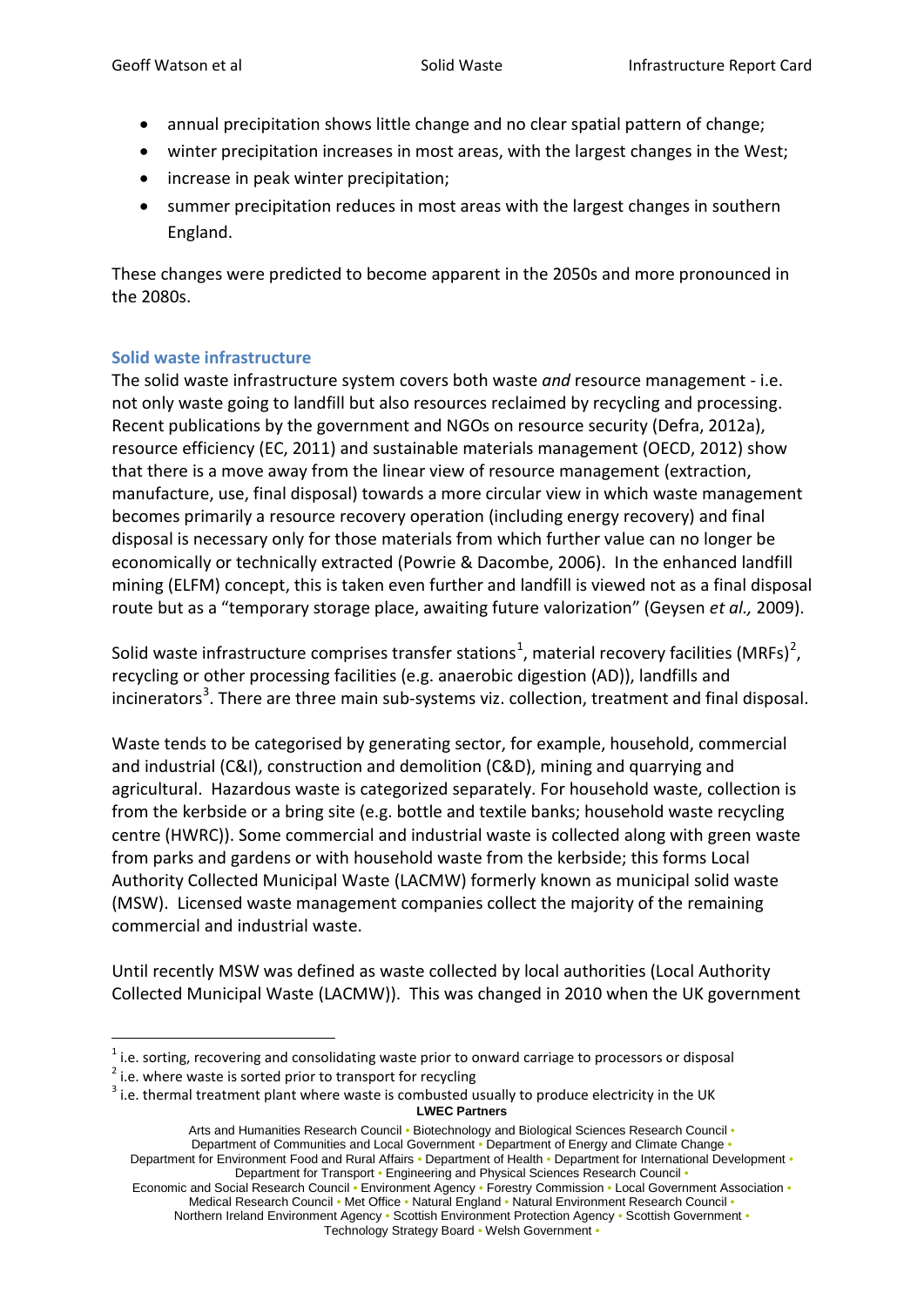- annual precipitation shows little change and no clear spatial pattern of change;
- winter precipitation increases in most areas, with the largest changes in the West;
- increase in peak winter precipitation;
- summer precipitation reduces in most areas with the largest changes in southern England.

These changes were predicted to become apparent in the 2050s and more pronounced in the 2080s.

## Solid waste infrastructure

The solid waste infrastructure system covers both waste *and* resource management - i.e. not only waste going to landfill but also resources reclaimed by recycling and processing. Recent publications by the government and NGOs on resource security (Defra, 2012a), resource efficiency (EC, 2011) and sustainable materials management (OECD, 2012) show that there is a move away from the linear view of resource management (extraction, manufacture, use, final disposal) towards a more circular view in which waste management becomes primarily a resource recovery operation (including energy recovery) and final disposal is necessary only for those materials from which further value can no longer be economically or technically extracted (Powrie & Dacombe, 2006). In the enhanced landfill mining (ELFM) concept, this is taken even further and landfill is viewed not as a final disposal route but as a "temporary storage place, awaiting future valorization" (Geysen *et al.,* 2009).

Solid waste infrastructure comprises transfer stations[1], material recovery facilities (MRFs)[2], recycling or other processing facilities (e.g. anaerobic digestion (AD)), landfills and incinerators[3]. There are three main sub-systems viz. collection, treatment and final disposal.

Waste tends to be categorised by generating sector, for example, household, commercial and industrial (C&I), construction and demolition (C&D), mining and quarrying and agricultural. Hazardous waste is categorized separately. For household waste, collection is from the kerbside or a bring site (e.g. bottle and textile banks; household waste recycling centre (HWRC)). Some commercial and industrial waste is collected along with green waste from parks and gardens or with household waste from the kerbside; this forms Local Authority Collected Municipal Waste (LACMW) formerly known as municipal solid waste (MSW). Licensed waste management companies collect the majority of the remaining commercial and industrial waste.

Until recently MSW was defined as waste collected by local authorities (Local Authority Collected Municipal Waste (LACMW)). This was changed in 2010 when the UK government

---

[1] i.e. sorting, recovering and consolidating waste prior to onward carriage to processors or disposal

[2] i.e. where waste is sorted prior to transport for recycling

[3] i.e. thermal treatment plant where waste is combusted usually to produce electricity in the UK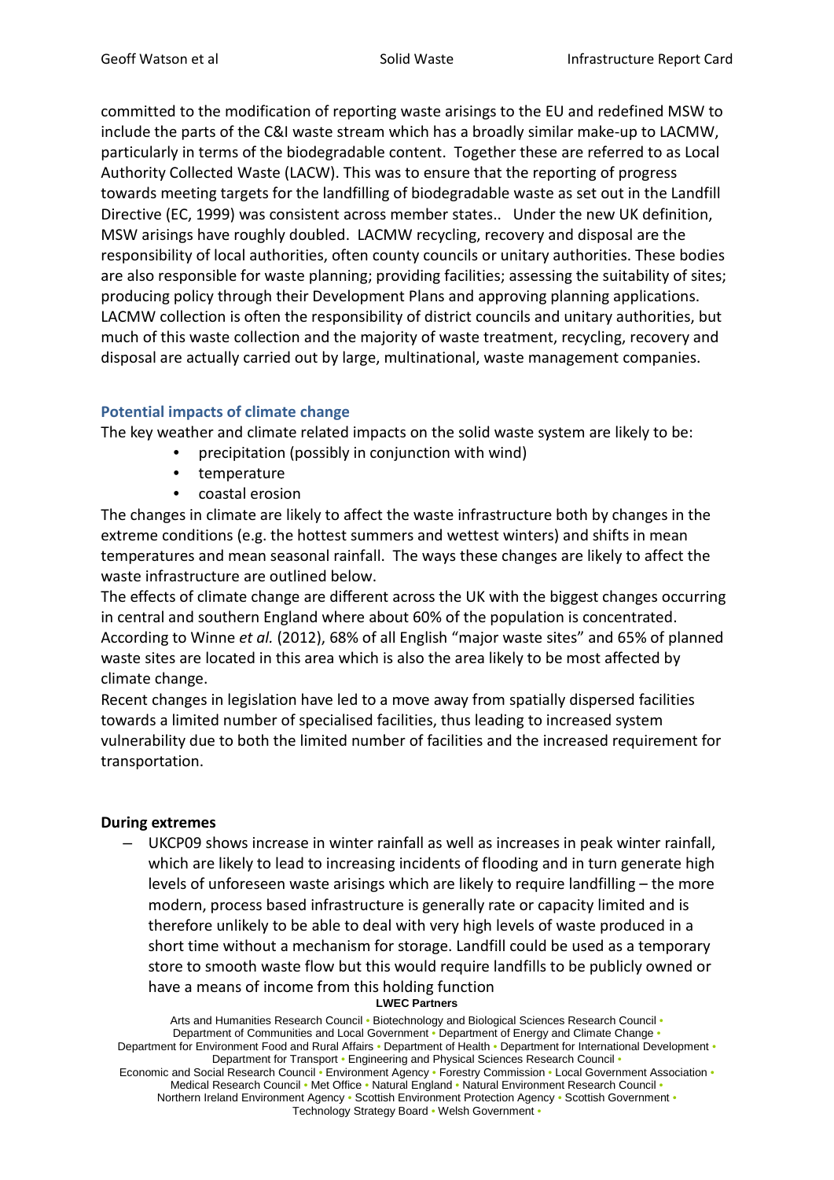committed to the modification of reporting waste arisings to the EU and redefined MSW to include the parts of the C&I waste stream which has a broadly similar make-up to LACMW, particularly in terms of the biodegradable content. Together these are referred to as Local Authority Collected Waste (LACW). This was to ensure that the reporting of progress towards meeting targets for the landfilling of biodegradable waste as set out in the Landfill Directive (EC, 1999) was consistent across member states.. Under the new UK definition, MSW arisings have roughly doubled. LACMW recycling, recovery and disposal are the responsibility of local authorities, often county councils or unitary authorities. These bodies are also responsible for waste planning; providing facilities; assessing the suitability of sites; producing policy through their Development Plans and approving planning applications. LACMW collection is often the responsibility of district councils and unitary authorities, but much of this waste collection and the majority of waste treatment, recycling, recovery and disposal are actually carried out by large, multinational, waste management companies.

## Potential impacts of climate change

The key weather and climate related impacts on the solid waste system are likely to be:

- precipitation (possibly in conjunction with wind)
- temperature
- coastal erosion

The changes in climate are likely to affect the waste infrastructure both by changes in the extreme conditions (e.g. the hottest summers and wettest winters) and shifts in mean temperatures and mean seasonal rainfall. The ways these changes are likely to affect the waste infrastructure are outlined below.

The effects of climate change are different across the UK with the biggest changes occurring in central and southern England where about 60% of the population is concentrated. According to Winne *et al.* (2012), 68% of all English "major waste sites" and 65% of planned waste sites are located in this area which is also the area likely to be most affected by climate change.

Recent changes in legislation have led to a move away from spatially dispersed facilities towards a limited number of specialised facilities, thus leading to increased system vulnerability due to both the limited number of facilities and the increased requirement for transportation.

### During extremes

- UKCP09 shows increase in winter rainfall as well as increases in peak winter rainfall, which are likely to lead to increasing incidents of flooding and in turn generate high levels of unforeseen waste arisings which are likely to require landfilling – the more modern, process based infrastructure is generally rate or capacity limited and is therefore unlikely to be able to deal with very high levels of waste produced in a short time without a mechanism for storage. Landfill could be used as a temporary store to smooth waste flow but this would require landfills to be publicly owned or have a means of income from this holding function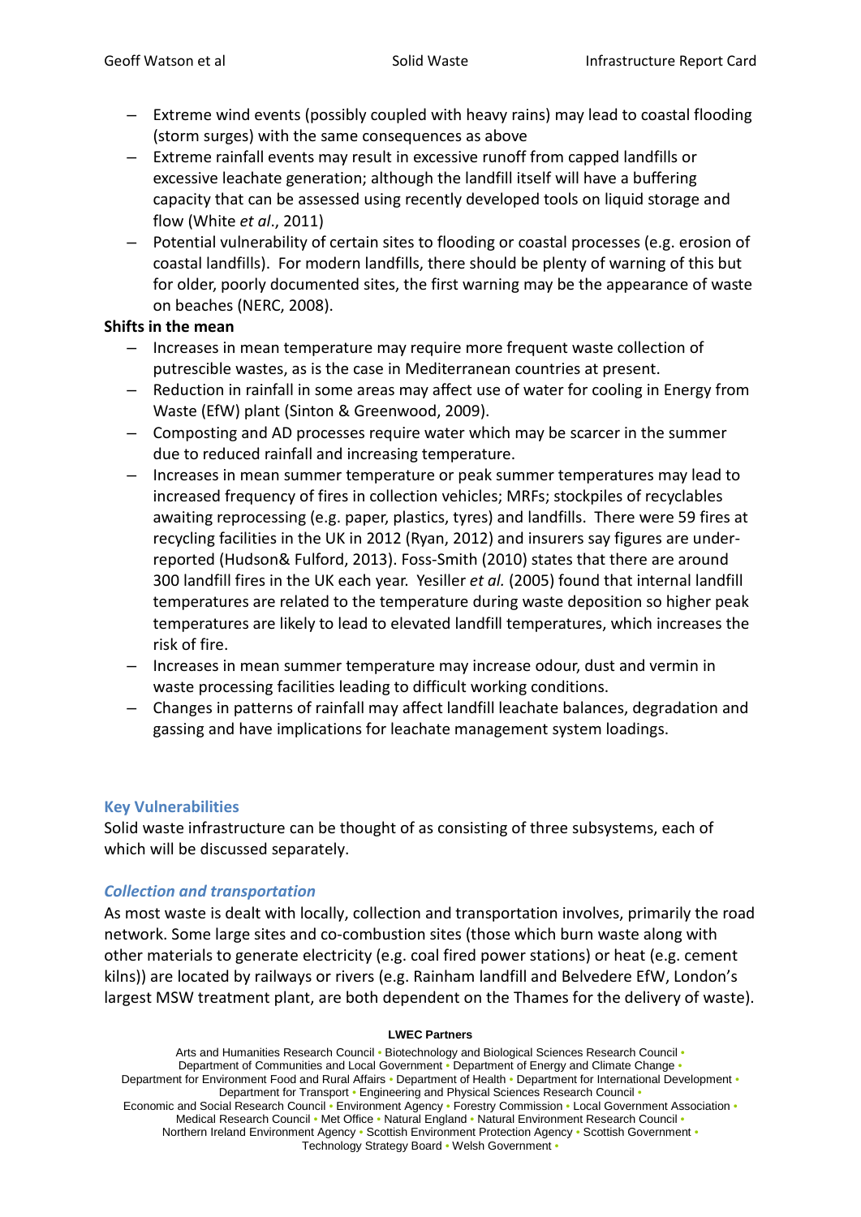- Extreme wind events (possibly coupled with heavy rains) may lead to coastal flooding (storm surges) with the same consequences as above
- Extreme rainfall events may result in excessive runoff from capped landfills or excessive leachate generation; although the landfill itself will have a buffering capacity that can be assessed using recently developed tools on liquid storage and flow (White *et al*., 2011)
- Potential vulnerability of certain sites to flooding or coastal processes (e.g. erosion of coastal landfills). For modern landfills, there should be plenty of warning of this but for older, poorly documented sites, the first warning may be the appearance of waste on beaches (NERC, 2008).

**Shifts in the mean**

- Increases in mean temperature may require more frequent waste collection of putrescible wastes, as is the case in Mediterranean countries at present.
- Reduction in rainfall in some areas may affect use of water for cooling in Energy from Waste (EfW) plant (Sinton & Greenwood, 2009).
- Composting and AD processes require water which may be scarcer in the summer due to reduced rainfall and increasing temperature.
- Increases in mean summer temperature or peak summer temperatures may lead to increased frequency of fires in collection vehicles; MRFs; stockpiles of recyclables awaiting reprocessing (e.g. paper, plastics, tyres) and landfills. There were 59 fires at recycling facilities in the UK in 2012 (Ryan, 2012) and insurers say figures are under-reported (Hudson& Fulford, 2013). Foss-Smith (2010) states that there are around 300 landfill fires in the UK each year. Yesiller *et al.* (2005) found that internal landfill temperatures are related to the temperature during waste deposition so higher peak temperatures are likely to lead to elevated landfill temperatures, which increases the risk of fire.
- Increases in mean summer temperature may increase odour, dust and vermin in waste processing facilities leading to difficult working conditions.
- Changes in patterns of rainfall may affect landfill leachate balances, degradation and gassing and have implications for leachate management system loadings.

## Key Vulnerabilities

Solid waste infrastructure can be thought of as consisting of three subsystems, each of which will be discussed separately.

### *Collection and transportation*

As most waste is dealt with locally, collection and transportation involves, primarily the road network. Some large sites and co-combustion sites (those which burn waste along with other materials to generate electricity (e.g. coal fired power stations) or heat (e.g. cement kilns)) are located by railways or rivers (e.g. Rainham landfill and Belvedere EfW, London's largest MSW treatment plant, are both dependent on the Thames for the delivery of waste).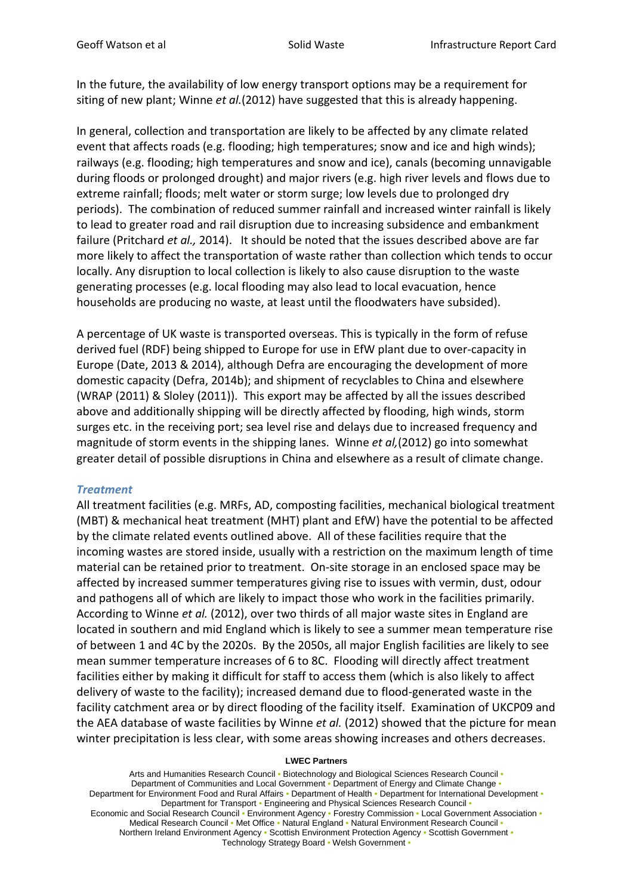In the future, the availability of low energy transport options may be a requirement for siting of new plant; Winne *et al.*(2012) have suggested that this is already happening.

In general, collection and transportation are likely to be affected by any climate related event that affects roads (e.g. flooding; high temperatures; snow and ice and high winds); railways (e.g. flooding; high temperatures and snow and ice), canals (becoming unnavigable during floods or prolonged drought) and major rivers (e.g. high river levels and flows due to extreme rainfall; floods; melt water or storm surge; low levels due to prolonged dry periods). The combination of reduced summer rainfall and increased winter rainfall is likely to lead to greater road and rail disruption due to increasing subsidence and embankment failure (Pritchard *et al.,* 2014). It should be noted that the issues described above are far more likely to affect the transportation of waste rather than collection which tends to occur locally. Any disruption to local collection is likely to also cause disruption to the waste generating processes (e.g. local flooding may also lead to local evacuation, hence households are producing no waste, at least until the floodwaters have subsided).

A percentage of UK waste is transported overseas. This is typically in the form of refuse derived fuel (RDF) being shipped to Europe for use in EfW plant due to over-capacity in Europe (Date, 2013 & 2014), although Defra are encouraging the development of more domestic capacity (Defra, 2014b); and shipment of recyclables to China and elsewhere (WRAP (2011) & Sloley (2011)). This export may be affected by all the issues described above and additionally shipping will be directly affected by flooding, high winds, storm surges etc. in the receiving port; sea level rise and delays due to increased frequency and magnitude of storm events in the shipping lanes. Winne *et al,*(2012) go into somewhat greater detail of possible disruptions in China and elsewhere as a result of climate change.

### *Treatment*

All treatment facilities (e.g. MRFs, AD, composting facilities, mechanical biological treatment (MBT) & mechanical heat treatment (MHT) plant and EfW) have the potential to be affected by the climate related events outlined above. All of these facilities require that the incoming wastes are stored inside, usually with a restriction on the maximum length of time material can be retained prior to treatment. On-site storage in an enclosed space may be affected by increased summer temperatures giving rise to issues with vermin, dust, odour and pathogens all of which are likely to impact those who work in the facilities primarily. According to Winne *et al.* (2012), over two thirds of all major waste sites in England are located in southern and mid England which is likely to see a summer mean temperature rise of between 1 and 4C by the 2020s. By the 2050s, all major English facilities are likely to see mean summer temperature increases of 6 to 8C. Flooding will directly affect treatment facilities either by making it difficult for staff to access them (which is also likely to affect delivery of waste to the facility); increased demand due to flood-generated waste in the facility catchment area or by direct flooding of the facility itself. Examination of UKCP09 and the AEA database of waste facilities by Winne *et al.* (2012) showed that the picture for mean winter precipitation is less clear, with some areas showing increases and others decreases.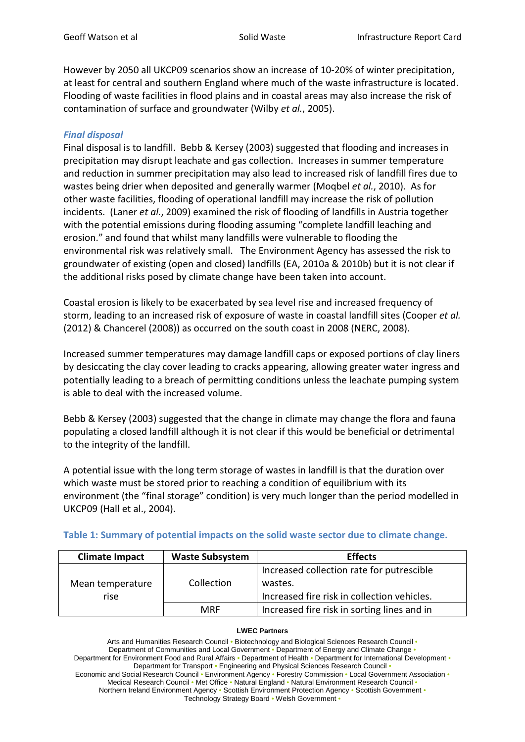However by 2050 all UKCP09 scenarios show an increase of 10-20% of winter precipitation, at least for central and southern England where much of the waste infrastructure is located. Flooding of waste facilities in flood plains and in coastal areas may also increase the risk of contamination of surface and groundwater (Wilby *et al.*, 2005).

### *Final disposal*

Final disposal is to landfill. Bebb & Kersey (2003) suggested that flooding and increases in precipitation may disrupt leachate and gas collection. Increases in summer temperature and reduction in summer precipitation may also lead to increased risk of landfill fires due to wastes being drier when deposited and generally warmer (Moqbel *et al.*, 2010). As for other waste facilities, flooding of operational landfill may increase the risk of pollution incidents. (Laner *et al.*, 2009) examined the risk of flooding of landfills in Austria together with the potential emissions during flooding assuming "complete landfill leaching and erosion." and found that whilst many landfills were vulnerable to flooding the environmental risk was relatively small. The Environment Agency has assessed the risk to groundwater of existing (open and closed) landfills (EA, 2010a & 2010b) but it is not clear if the additional risks posed by climate change have been taken into account.

Coastal erosion is likely to be exacerbated by sea level rise and increased frequency of storm, leading to an increased risk of exposure of waste in coastal landfill sites (Cooper *et al.* (2012) & Chancerel (2008)) as occurred on the south coast in 2008 (NERC, 2008).

Increased summer temperatures may damage landfill caps or exposed portions of clay liners by desiccating the clay cover leading to cracks appearing, allowing greater water ingress and potentially leading to a breach of permitting conditions unless the leachate pumping system is able to deal with the increased volume.

Bebb & Kersey (2003) suggested that the change in climate may change the flora and fauna populating a closed landfill although it is not clear if this would be beneficial or detrimental to the integrity of the landfill.

A potential issue with the long term storage of wastes in landfill is that the duration over which waste must be stored prior to reaching a condition of equilibrium with its environment (the "final storage" condition) is very much longer than the period modelled in UKCP09 (Hall et al., 2004).

**Table 1: Summary of potential impacts on the solid waste sector due to climate change.**

| Climate Impact | Waste Subsystem | Effects |
| --- | --- | --- |
| Mean temperature rise | Collection | Increased collection rate for putrescible wastes. Increased fire risk in collection vehicles. |
| | MRF | Increased fire risk in sorting lines and in |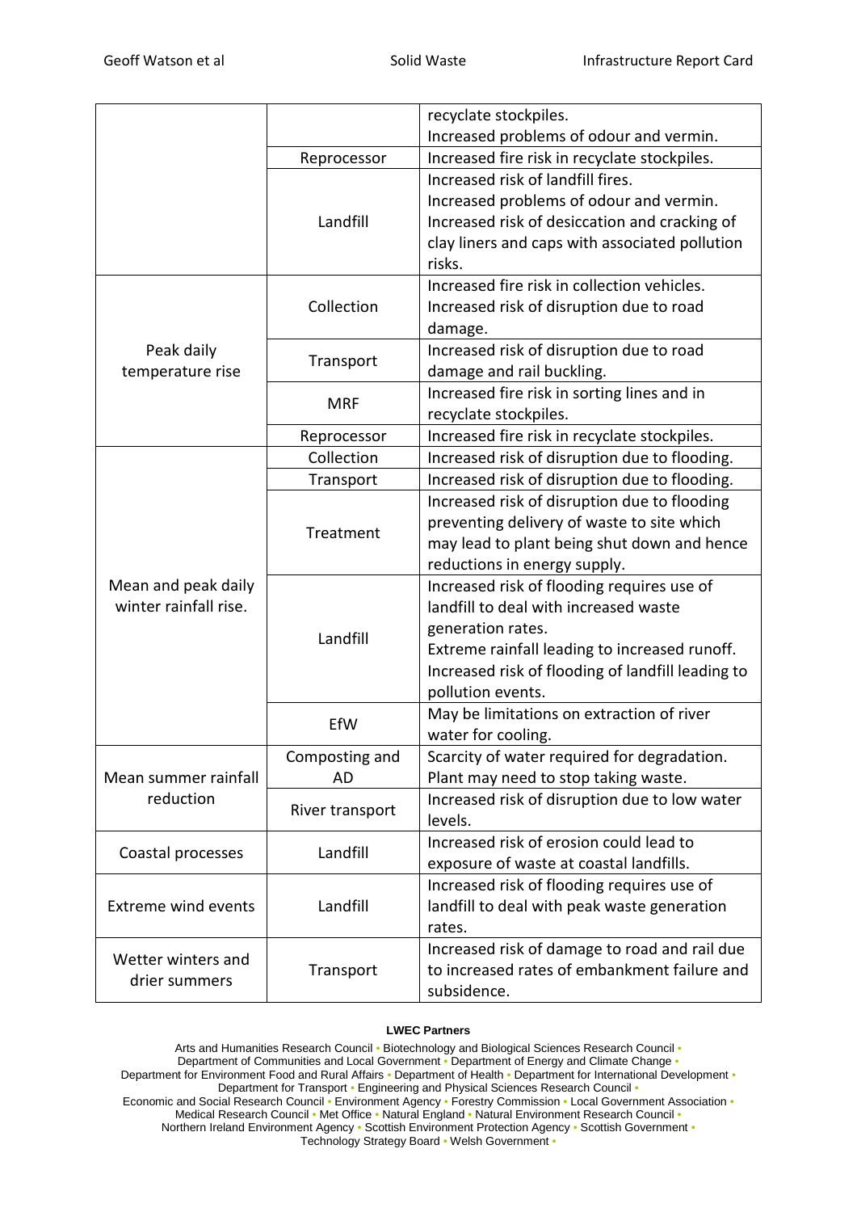| | | |
|---|---|---|
| | | recyclate stockpiles.<br>Increased problems of odour and vermin. |
| | Reprocessor | Increased fire risk in recyclate stockpiles. |
| | Landfill | Increased risk of landfill fires.<br>Increased problems of odour and vermin.<br>Increased risk of desiccation and cracking of clay liners and caps with associated pollution risks. |
| Peak daily temperature rise | Collection | Increased fire risk in collection vehicles.<br>Increased risk of disruption due to road damage. |
| | Transport | Increased risk of disruption due to road damage and rail buckling. |
| | MRF | Increased fire risk in sorting lines and in recyclate stockpiles. |
| | Reprocessor | Increased fire risk in recyclate stockpiles. |
| Mean and peak daily winter rainfall rise. | Collection | Increased risk of disruption due to flooding. |
| | Transport | Increased risk of disruption due to flooding. |
| | Treatment | Increased risk of disruption due to flooding preventing delivery of waste to site which may lead to plant being shut down and hence reductions in energy supply. |
| | Landfill | Increased risk of flooding requires use of landfill to deal with increased waste generation rates.<br>Extreme rainfall leading to increased runoff.<br>Increased risk of flooding of landfill leading to pollution events. |
| | EfW | May be limitations on extraction of river water for cooling. |
| Mean summer rainfall reduction | Composting and AD | Scarcity of water required for degradation.<br>Plant may need to stop taking waste. |
| | River transport | Increased risk of disruption due to low water levels. |
| Coastal processes | Landfill | Increased risk of erosion could lead to exposure of waste at coastal landfills. |
| Extreme wind events | Landfill | Increased risk of flooding requires use of landfill to deal with peak waste generation rates. |
| Wetter winters and drier summers | Transport | Increased risk of damage to road and rail due to increased rates of embankment failure and subsidence. |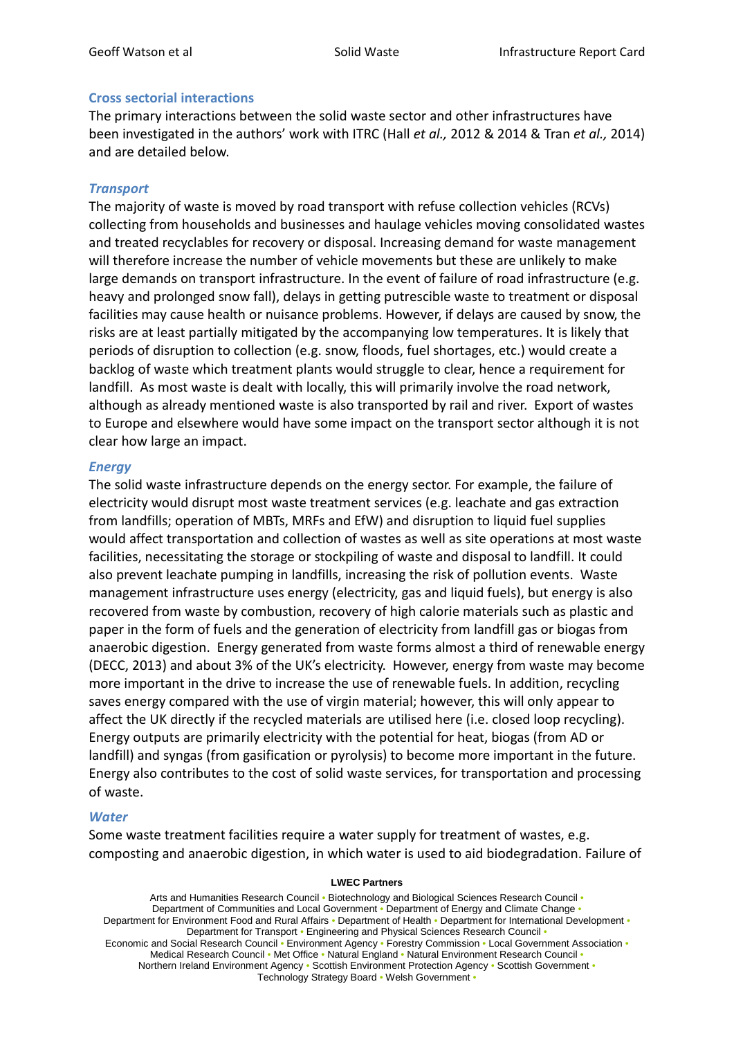## Cross sectorial interactions

The primary interactions between the solid waste sector and other infrastructures have been investigated in the authors' work with ITRC (Hall *et al.,* 2012 & 2014 & Tran *et al.,* 2014) and are detailed below.

### *Transport*

The majority of waste is moved by road transport with refuse collection vehicles (RCVs) collecting from households and businesses and haulage vehicles moving consolidated wastes and treated recyclables for recovery or disposal. Increasing demand for waste management will therefore increase the number of vehicle movements but these are unlikely to make large demands on transport infrastructure. In the event of failure of road infrastructure (e.g. heavy and prolonged snow fall), delays in getting putrescible waste to treatment or disposal facilities may cause health or nuisance problems. However, if delays are caused by snow, the risks are at least partially mitigated by the accompanying low temperatures. It is likely that periods of disruption to collection (e.g. snow, floods, fuel shortages, etc.) would create a backlog of waste which treatment plants would struggle to clear, hence a requirement for landfill. As most waste is dealt with locally, this will primarily involve the road network, although as already mentioned waste is also transported by rail and river. Export of wastes to Europe and elsewhere would have some impact on the transport sector although it is not clear how large an impact.

### *Energy*

The solid waste infrastructure depends on the energy sector. For example, the failure of electricity would disrupt most waste treatment services (e.g. leachate and gas extraction from landfills; operation of MBTs, MRFs and EfW) and disruption to liquid fuel supplies would affect transportation and collection of wastes as well as site operations at most waste facilities, necessitating the storage or stockpiling of waste and disposal to landfill. It could also prevent leachate pumping in landfills, increasing the risk of pollution events. Waste management infrastructure uses energy (electricity, gas and liquid fuels), but energy is also recovered from waste by combustion, recovery of high calorie materials such as plastic and paper in the form of fuels and the generation of electricity from landfill gas or biogas from anaerobic digestion. Energy generated from waste forms almost a third of renewable energy (DECC, 2013) and about 3% of the UK's electricity. However, energy from waste may become more important in the drive to increase the use of renewable fuels. In addition, recycling saves energy compared with the use of virgin material; however, this will only appear to affect the UK directly if the recycled materials are utilised here (i.e. closed loop recycling). Energy outputs are primarily electricity with the potential for heat, biogas (from AD or landfill) and syngas (from gasification or pyrolysis) to become more important in the future. Energy also contributes to the cost of solid waste services, for transportation and processing of waste.

### *Water*

Some waste treatment facilities require a water supply for treatment of wastes, e.g. composting and anaerobic digestion, in which water is used to aid biodegradation. Failure of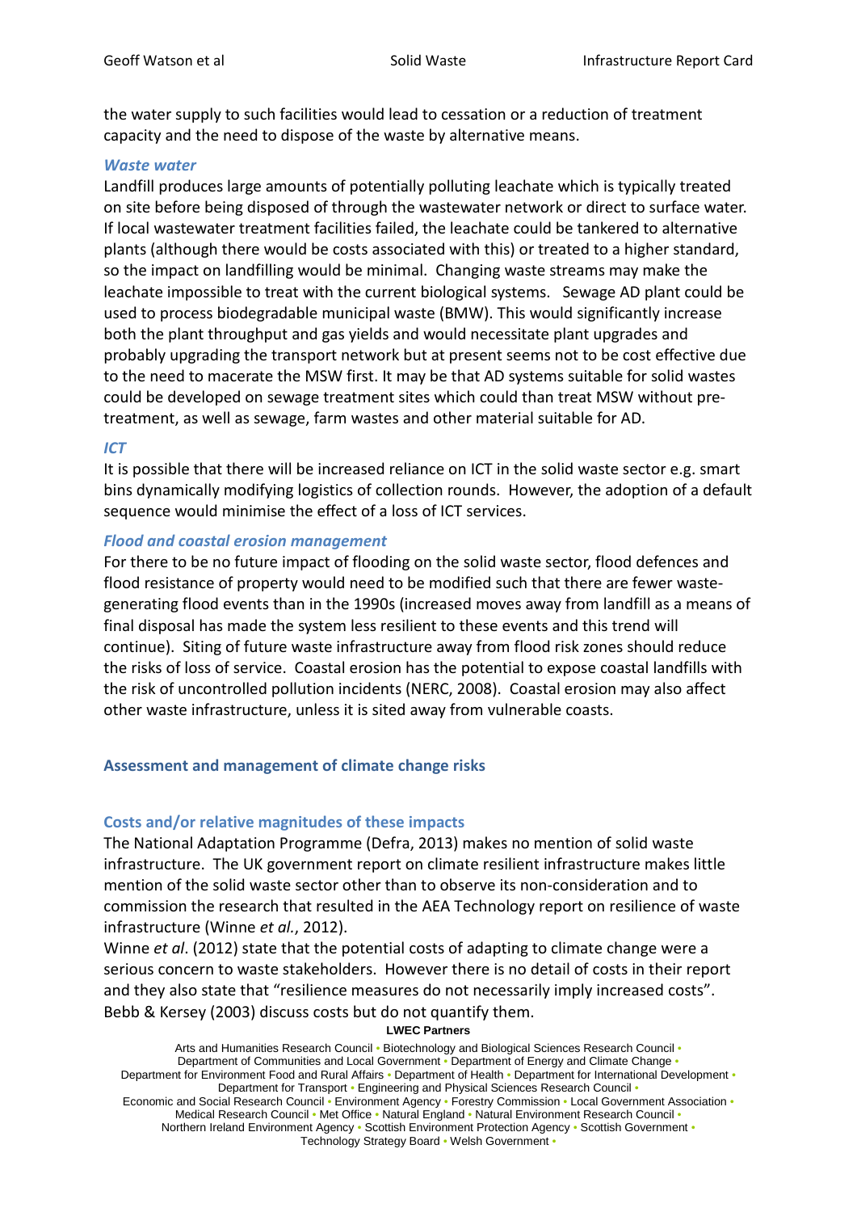the water supply to such facilities would lead to cessation or a reduction of treatment capacity and the need to dispose of the waste by alternative means.

### *Waste water*

Landfill produces large amounts of potentially polluting leachate which is typically treated on site before being disposed of through the wastewater network or direct to surface water. If local wastewater treatment facilities failed, the leachate could be tankered to alternative plants (although there would be costs associated with this) or treated to a higher standard, so the impact on landfilling would be minimal. Changing waste streams may make the leachate impossible to treat with the current biological systems. Sewage AD plant could be used to process biodegradable municipal waste (BMW). This would significantly increase both the plant throughput and gas yields and would necessitate plant upgrades and probably upgrading the transport network but at present seems not to be cost effective due to the need to macerate the MSW first. It may be that AD systems suitable for solid wastes could be developed on sewage treatment sites which could than treat MSW without pre-treatment, as well as sewage, farm wastes and other material suitable for AD.

### *ICT*

It is possible that there will be increased reliance on ICT in the solid waste sector e.g. smart bins dynamically modifying logistics of collection rounds. However, the adoption of a default sequence would minimise the effect of a loss of ICT services.

### *Flood and coastal erosion management*

For there to be no future impact of flooding on the solid waste sector, flood defences and flood resistance of property would need to be modified such that there are fewer waste-generating flood events than in the 1990s (increased moves away from landfill as a means of final disposal has made the system less resilient to these events and this trend will continue). Siting of future waste infrastructure away from flood risk zones should reduce the risks of loss of service. Coastal erosion has the potential to expose coastal landfills with the risk of uncontrolled pollution incidents (NERC, 2008). Coastal erosion may also affect other waste infrastructure, unless it is sited away from vulnerable coasts.

## Assessment and management of climate change risks

## Costs and/or relative magnitudes of these impacts

The National Adaptation Programme (Defra, 2013) makes no mention of solid waste infrastructure. The UK government report on climate resilient infrastructure makes little mention of the solid waste sector other than to observe its non-consideration and to commission the research that resulted in the AEA Technology report on resilience of waste infrastructure (Winne *et al.*, 2012).

Winne *et al*. (2012) state that the potential costs of adapting to climate change were a serious concern to waste stakeholders. However there is no detail of costs in their report and they also state that "resilience measures do not necessarily imply increased costs". Bebb & Kersey (2003) discuss costs but do not quantify them.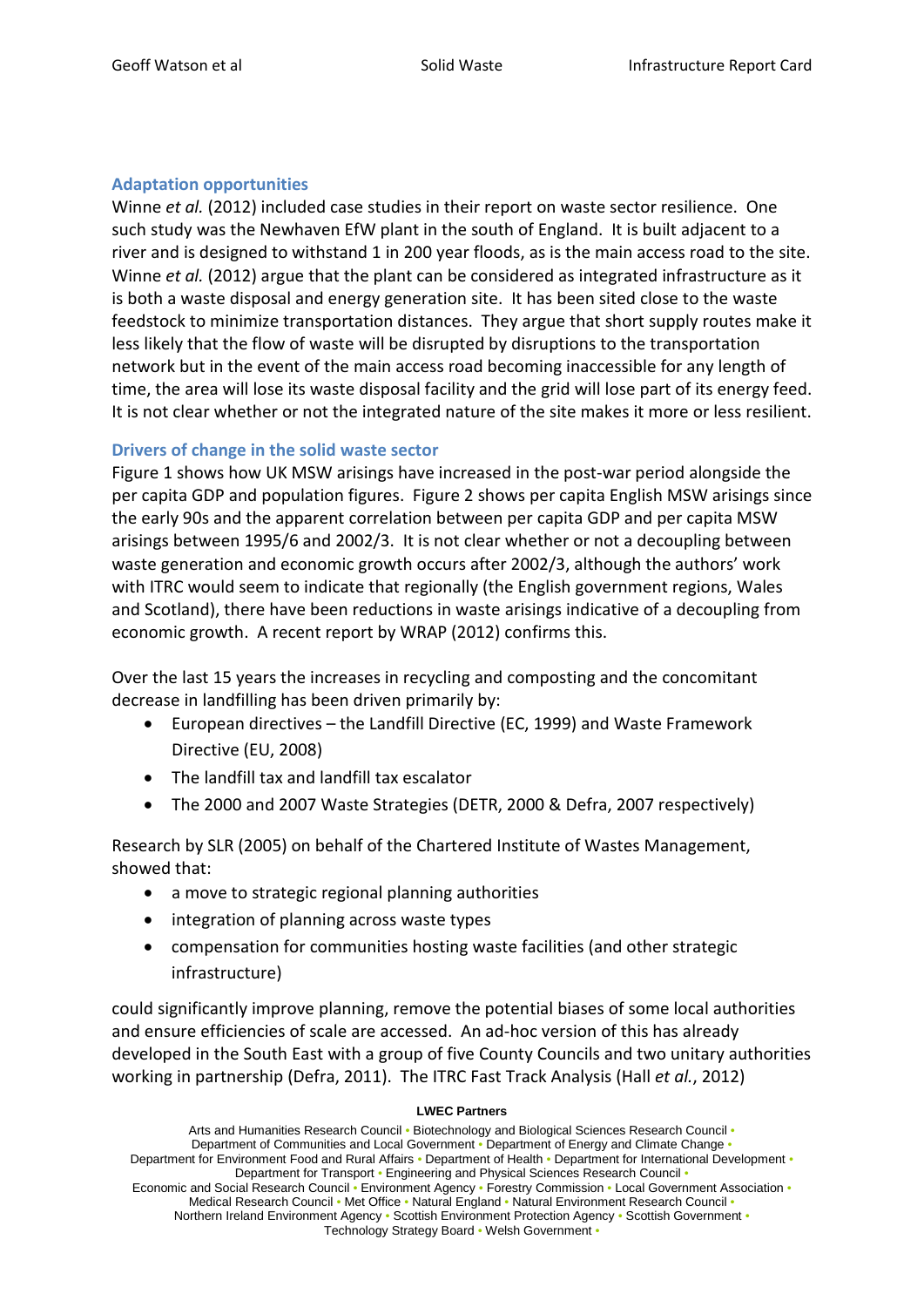### Adaptation opportunities

Winne *et al.* (2012) included case studies in their report on waste sector resilience. One such study was the Newhaven EfW plant in the south of England. It is built adjacent to a river and is designed to withstand 1 in 200 year floods, as is the main access road to the site. Winne *et al.* (2012) argue that the plant can be considered as integrated infrastructure as it is both a waste disposal and energy generation site. It has been sited close to the waste feedstock to minimize transportation distances. They argue that short supply routes make it less likely that the flow of waste will be disrupted by disruptions to the transportation network but in the event of the main access road becoming inaccessible for any length of time, the area will lose its waste disposal facility and the grid will lose part of its energy feed. It is not clear whether or not the integrated nature of the site makes it more or less resilient.

### Drivers of change in the solid waste sector

Figure 1 shows how UK MSW arisings have increased in the post-war period alongside the per capita GDP and population figures. Figure 2 shows per capita English MSW arisings since the early 90s and the apparent correlation between per capita GDP and per capita MSW arisings between 1995/6 and 2002/3. It is not clear whether or not a decoupling between waste generation and economic growth occurs after 2002/3, although the authors' work with ITRC would seem to indicate that regionally (the English government regions, Wales and Scotland), there have been reductions in waste arisings indicative of a decoupling from economic growth. A recent report by WRAP (2012) confirms this.

Over the last 15 years the increases in recycling and composting and the concomitant decrease in landfilling has been driven primarily by:

- European directives – the Landfill Directive (EC, 1999) and Waste Framework Directive (EU, 2008)
- The landfill tax and landfill tax escalator
- The 2000 and 2007 Waste Strategies (DETR, 2000 & Defra, 2007 respectively)

Research by SLR (2005) on behalf of the Chartered Institute of Wastes Management, showed that:

- a move to strategic regional planning authorities
- integration of planning across waste types
- compensation for communities hosting waste facilities (and other strategic infrastructure)

could significantly improve planning, remove the potential biases of some local authorities and ensure efficiencies of scale are accessed. An ad-hoc version of this has already developed in the South East with a group of five County Councils and two unitary authorities working in partnership (Defra, 2011). The ITRC Fast Track Analysis (Hall *et al.*, 2012)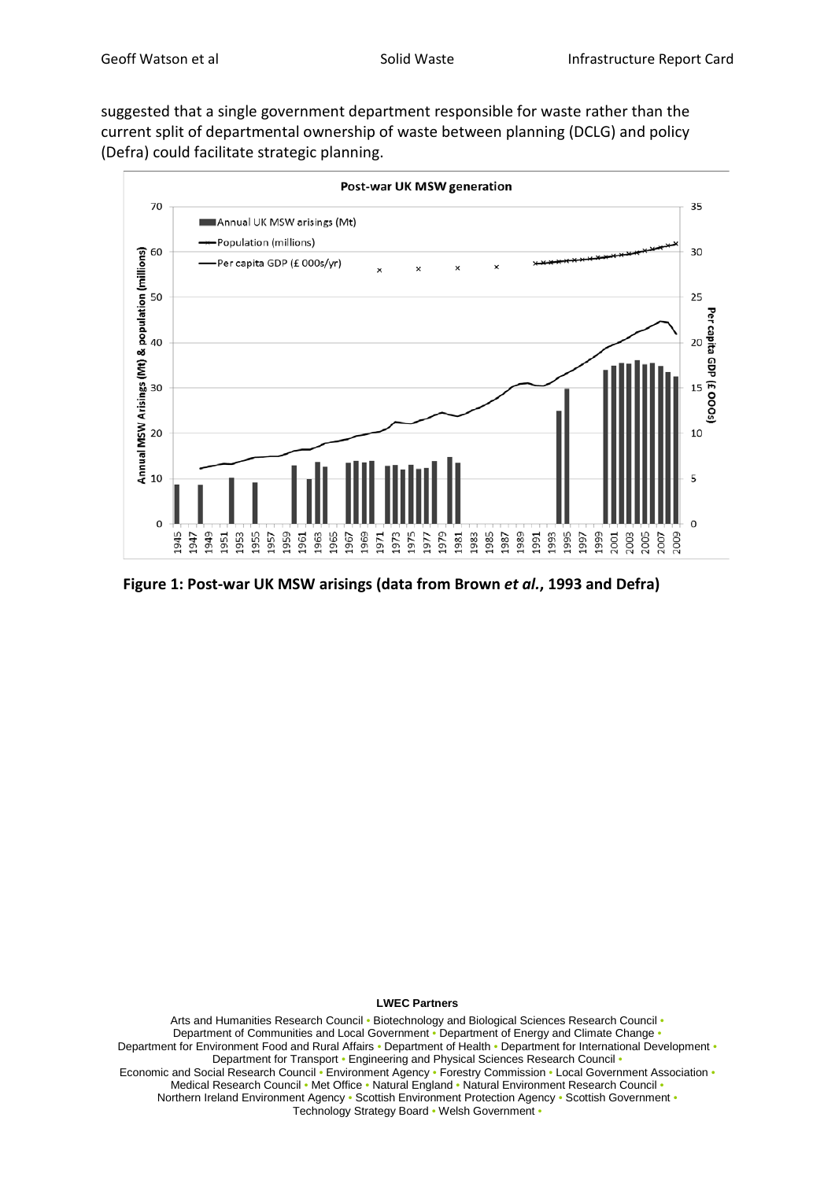suggested that a single government department responsible for waste rather than the current split of departmental ownership of waste between planning (DCLG) and policy (Defra) could facilitate strategic planning.

**Figure 1: Post-war UK MSW arisings (data from Brown *et al.*, 1993 and Defra)**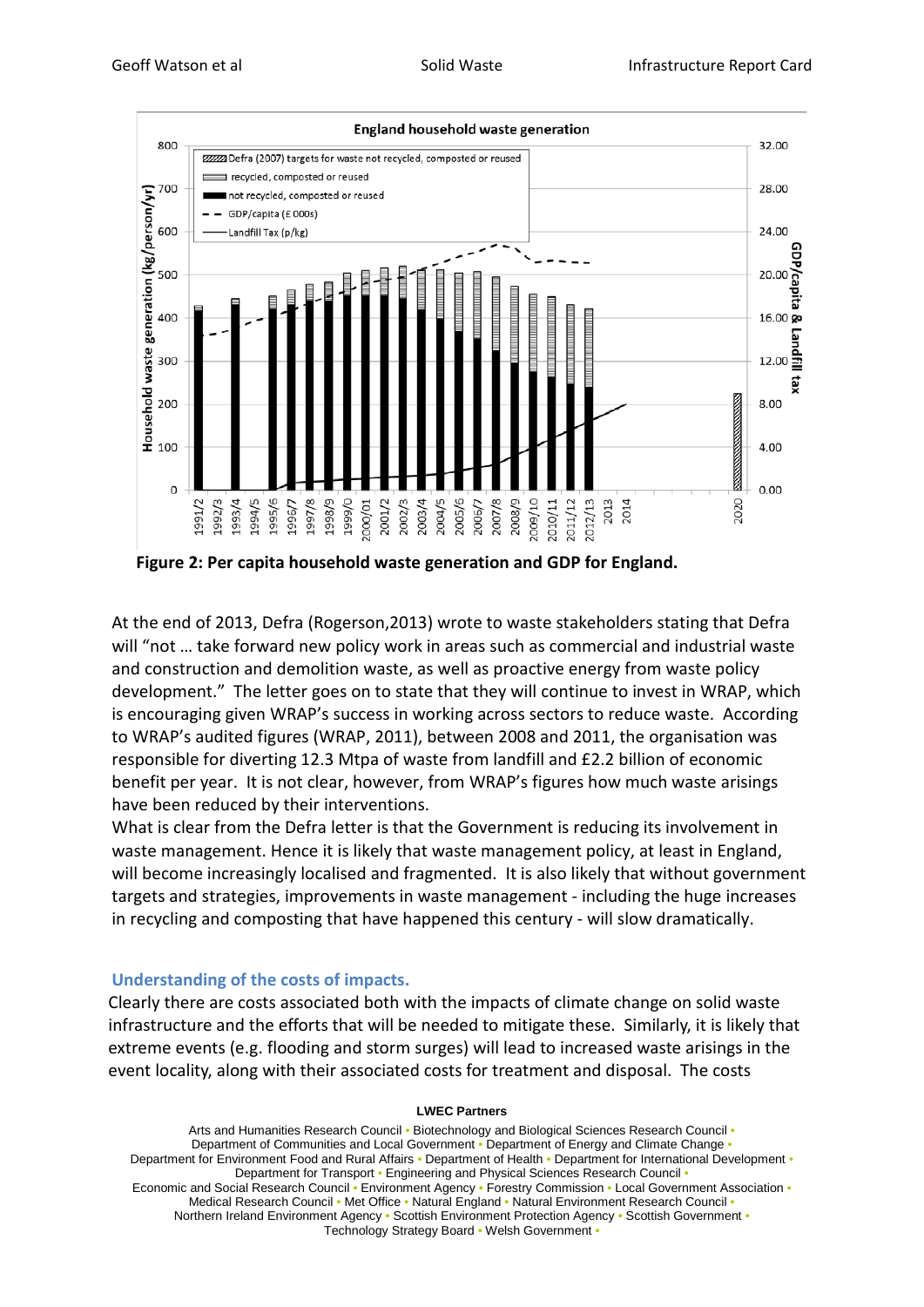**Figure 2: Per capita household waste generation and GDP for England.**

At the end of 2013, Defra (Rogerson,2013) wrote to waste stakeholders stating that Defra will "not … take forward new policy work in areas such as commercial and industrial waste and construction and demolition waste, as well as proactive energy from waste policy development." The letter goes on to state that they will continue to invest in WRAP, which is encouraging given WRAP's success in working across sectors to reduce waste. According to WRAP's audited figures (WRAP, 2011), between 2008 and 2011, the organisation was responsible for diverting 12.3 Mtpa of waste from landfill and £2.2 billion of economic benefit per year. It is not clear, however, from WRAP's figures how much waste arisings have been reduced by their interventions.

What is clear from the Defra letter is that the Government is reducing its involvement in waste management. Hence it is likely that waste management policy, at least in England, will become increasingly localised and fragmented. It is also likely that without government targets and strategies, improvements in waste management - including the huge increases in recycling and composting that have happened this century - will slow dramatically.

## Understanding of the costs of impacts.

Clearly there are costs associated both with the impacts of climate change on solid waste infrastructure and the efforts that will be needed to mitigate these. Similarly, it is likely that extreme events (e.g. flooding and storm surges) will lead to increased waste arisings in the event locality, along with their associated costs for treatment and disposal. The costs

**LWEC Partners**

Arts and Humanities Research Council • Biotechnology and Biological Sciences Research Council • Department of Communities and Local Government • Department of Energy and Climate Change • Department for Environment Food and Rural Affairs • Department of Health • Department for International Development • Department for Transport • Engineering and Physical Sciences Research Council • Economic and Social Research Council • Environment Agency • Forestry Commission • Local Government Association • Medical Research Council • Met Office • Natural England • Natural Environment Research Council • Northern Ireland Environment Agency • Scottish Environment Protection Agency • Scottish Government • Technology Strategy Board • Welsh Government •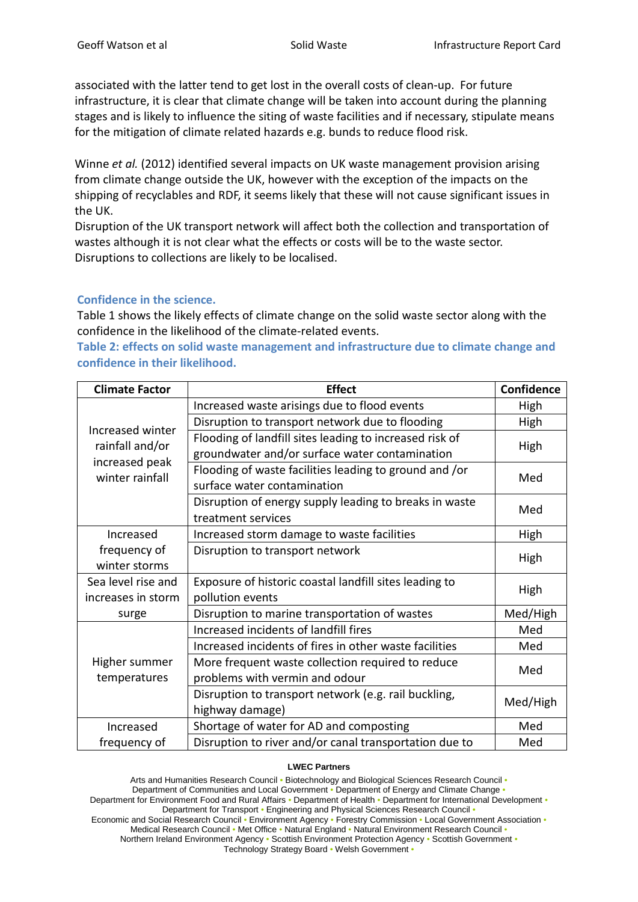associated with the latter tend to get lost in the overall costs of clean-up. For future infrastructure, it is clear that climate change will be taken into account during the planning stages and is likely to influence the siting of waste facilities and if necessary, stipulate means for the mitigation of climate related hazards e.g. bunds to reduce flood risk.

Winne *et al.* (2012) identified several impacts on UK waste management provision arising from climate change outside the UK, however with the exception of the impacts on the shipping of recyclables and RDF, it seems likely that these will not cause significant issues in the UK.

Disruption of the UK transport network will affect both the collection and transportation of wastes although it is not clear what the effects or costs will be to the waste sector. Disruptions to collections are likely to be localised.

### Confidence in the science.

Table 1 shows the likely effects of climate change on the solid waste sector along with the confidence in the likelihood of the climate-related events.

**Table 2: effects on solid waste management and infrastructure due to climate change and confidence in their likelihood.**

| Climate Factor | Effect | Confidence |
|---|---|---|
| Increased winter rainfall and/or increased peak winter rainfall | Increased waste arisings due to flood events | High |
| | Disruption to transport network due to flooding | High |
| | Flooding of landfill sites leading to increased risk of groundwater and/or surface water contamination | High |
| | Flooding of waste facilities leading to ground and /or surface water contamination | Med |
| | Disruption of energy supply leading to breaks in waste treatment services | Med |
| Increased frequency of winter storms | Increased storm damage to waste facilities | High |
| | Disruption to transport network | High |
| Sea level rise and increases in storm surge | Exposure of historic coastal landfill sites leading to pollution events | High |
| | Disruption to marine transportation of wastes | Med/High |
| Higher summer temperatures | Increased incidents of landfill fires | Med |
| | Increased incidents of fires in other waste facilities | Med |
| | More frequent waste collection required to reduce problems with vermin and odour | Med |
| | Disruption to transport network (e.g. rail buckling, highway damage) | Med/High |
| Increased frequency of | Shortage of water for AD and composting | Med |
| | Disruption to river and/or canal transportation due to | Med |

**LWEC Partners**

Arts and Humanities Research Council • Biotechnology and Biological Sciences Research Council • Department of Communities and Local Government • Department of Energy and Climate Change • Department for Environment Food and Rural Affairs • Department of Health • Department for International Development • Department for Transport • Engineering and Physical Sciences Research Council • Economic and Social Research Council • Environment Agency • Forestry Commission • Local Government Association • Medical Research Council • Met Office • Natural England • Natural Environment Research Council • Northern Ireland Environment Agency • Scottish Environment Protection Agency • Scottish Government • Technology Strategy Board • Welsh Government •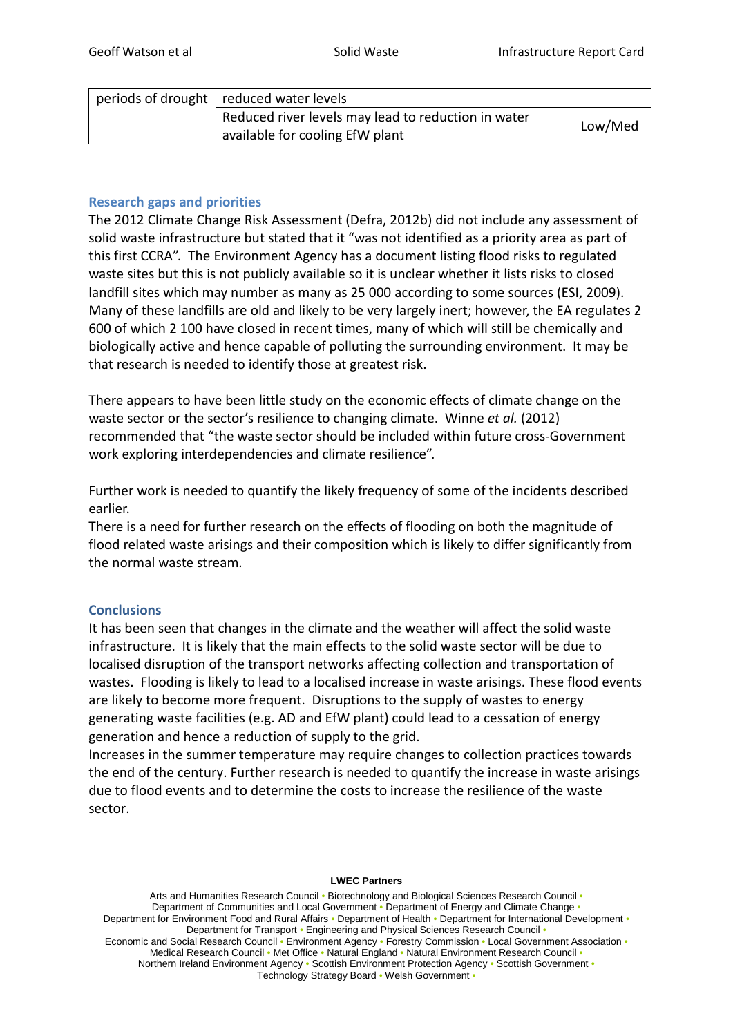| periods of drought | reduced water levels | |
|---|---|---|
| | Reduced river levels may lead to reduction in water available for cooling EfW plant | Low/Med |

### Research gaps and priorities

The 2012 Climate Change Risk Assessment (Defra, 2012b) did not include any assessment of solid waste infrastructure but stated that it "was not identified as a priority area as part of this first CCRA". The Environment Agency has a document listing flood risks to regulated waste sites but this is not publicly available so it is unclear whether it lists risks to closed landfill sites which may number as many as 25 000 according to some sources (ESI, 2009). Many of these landfills are old and likely to be very largely inert; however, the EA regulates 2 600 of which 2 100 have closed in recent times, many of which will still be chemically and biologically active and hence capable of polluting the surrounding environment. It may be that research is needed to identify those at greatest risk.

There appears to have been little study on the economic effects of climate change on the waste sector or the sector's resilience to changing climate. Winne *et al.* (2012) recommended that "the waste sector should be included within future cross-Government work exploring interdependencies and climate resilience".

Further work is needed to quantify the likely frequency of some of the incidents described earlier.
There is a need for further research on the effects of flooding on both the magnitude of flood related waste arisings and their composition which is likely to differ significantly from the normal waste stream.

### Conclusions

It has been seen that changes in the climate and the weather will affect the solid waste infrastructure. It is likely that the main effects to the solid waste sector will be due to localised disruption of the transport networks affecting collection and transportation of wastes. Flooding is likely to lead to a localised increase in waste arisings. These flood events are likely to become more frequent. Disruptions to the supply of wastes to energy generating waste facilities (e.g. AD and EfW plant) could lead to a cessation of energy generation and hence a reduction of supply to the grid.
Increases in the summer temperature may require changes to collection practices towards the end of the century. Further research is needed to quantify the increase in waste arisings due to flood events and to determine the costs to increase the resilience of the waste sector.

**LWEC Partners**

Arts and Humanities Research Council • Biotechnology and Biological Sciences Research Council • Department of Communities and Local Government • Department of Energy and Climate Change • Department for Environment Food and Rural Affairs • Department of Health • Department for International Development • Department for Transport • Engineering and Physical Sciences Research Council • Economic and Social Research Council • Environment Agency • Forestry Commission • Local Government Association • Medical Research Council • Met Office • Natural England • Natural Environment Research Council • Northern Ireland Environment Agency • Scottish Environment Protection Agency • Scottish Government • Technology Strategy Board • Welsh Government •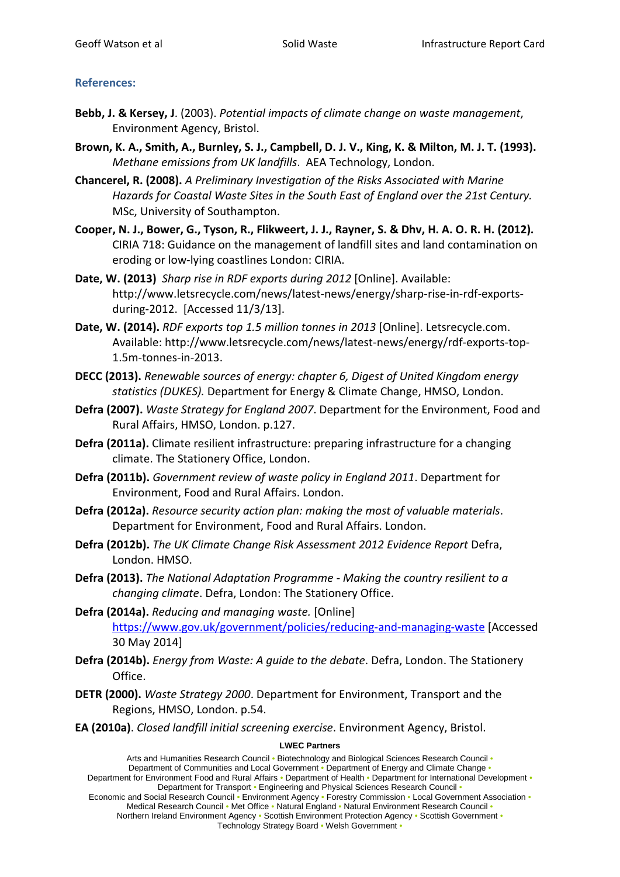### References:

**Bebb, J. & Kersey, J**. (2003). *Potential impacts of climate change on waste management*, Environment Agency, Bristol.

**Brown, K. A., Smith, A., Burnley, S. J., Campbell, D. J. V., King, K. & Milton, M. J. T. (1993).** *Methane emissions from UK landfills*. AEA Technology, London.

**Chancerel, R. (2008).** *A Preliminary Investigation of the Risks Associated with Marine Hazards for Coastal Waste Sites in the South East of England over the 21st Century.* MSc, University of Southampton.

**Cooper, N. J., Bower, G., Tyson, R., Flikweert, J. J., Rayner, S. & Dhv, H. A. O. R. H. (2012).** CIRIA 718: Guidance on the management of landfill sites and land contamination on eroding or low-lying coastlines London: CIRIA.

**Date, W. (2013)** *Sharp rise in RDF exports during 2012* [Online]. Available: http://www.letsrecycle.com/news/latest-news/energy/sharp-rise-in-rdf-exports-during-2012. [Accessed 11/3/13].

**Date, W. (2014).** *RDF exports top 1.5 million tonnes in 2013* [Online]. Letsrecycle.com. Available: http://www.letsrecycle.com/news/latest-news/energy/rdf-exports-top-1.5m-tonnes-in-2013.

**DECC (2013).** *Renewable sources of energy: chapter 6, Digest of United Kingdom energy statistics (DUKES).* Department for Energy & Climate Change, HMSO, London.

**Defra (2007).** *Waste Strategy for England 2007*. Department for the Environment, Food and Rural Affairs, HMSO, London. p.127.

**Defra (2011a).** Climate resilient infrastructure: preparing infrastructure for a changing climate. The Stationery Office, London.

**Defra (2011b).** *Government review of waste policy in England 2011*. Department for Environment, Food and Rural Affairs. London.

**Defra (2012a).** *Resource security action plan: making the most of valuable materials*. Department for Environment, Food and Rural Affairs. London.

**Defra (2012b).** *The UK Climate Change Risk Assessment 2012 Evidence Report* Defra, London. HMSO.

**Defra (2013).** *The National Adaptation Programme - Making the country resilient to a changing climate*. Defra, London: The Stationery Office.

**Defra (2014a).** *Reducing and managing waste.* [Online] https://www.gov.uk/government/policies/reducing-and-managing-waste [Accessed 30 May 2014]

**Defra (2014b).** *Energy from Waste: A guide to the debate*. Defra, London. The Stationery Office.

**DETR (2000).** *Waste Strategy 2000*. Department for Environment, Transport and the Regions, HMSO, London. p.54.

**EA (2010a)**. *Closed landfill initial screening exercise*. Environment Agency, Bristol.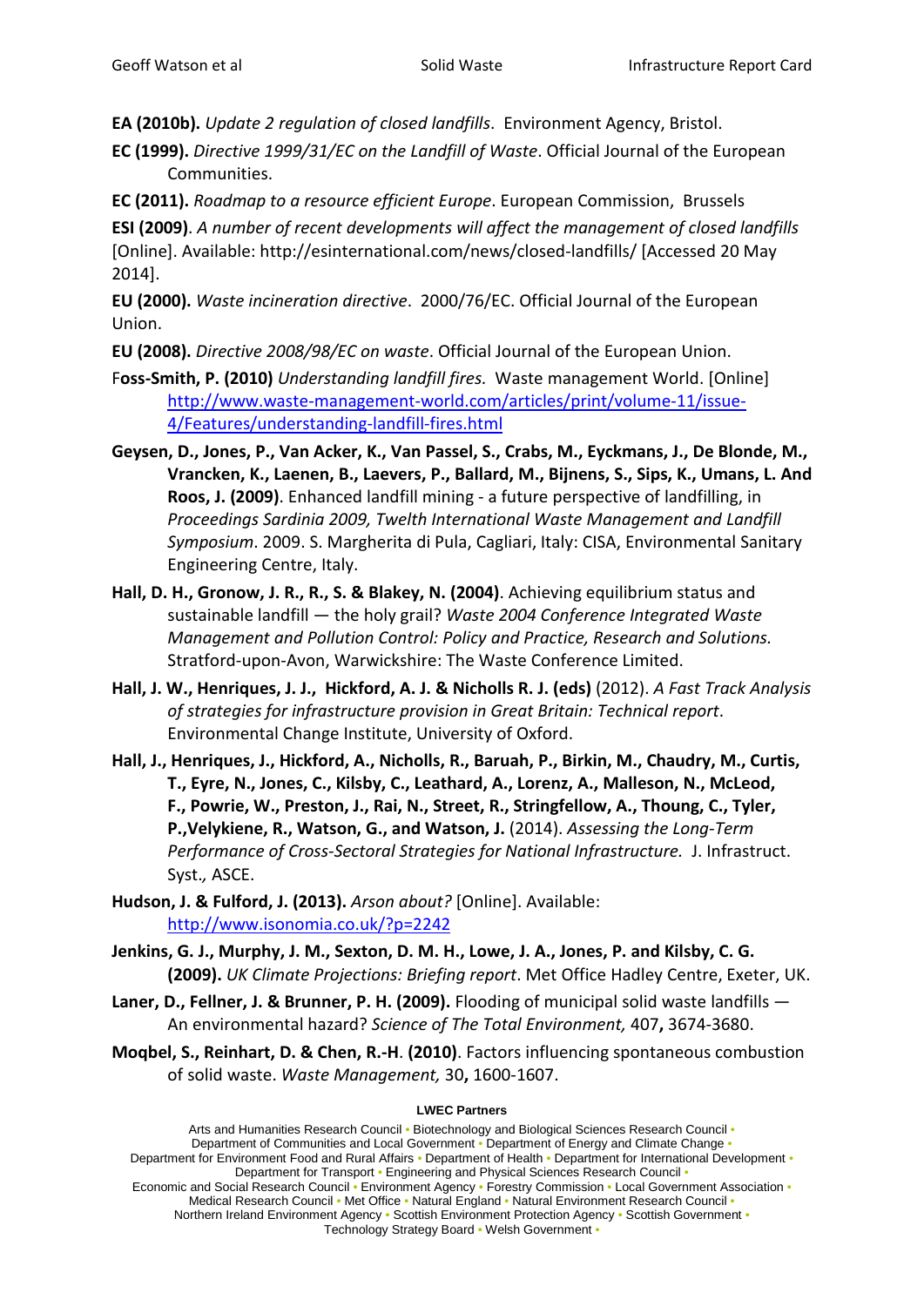**EA (2010b).** *Update 2 regulation of closed landfills*. Environment Agency, Bristol.

**EC (1999).** *Directive 1999/31/EC on the Landfill of Waste*. Official Journal of the European Communities.

**EC (2011).** *Roadmap to a resource efficient Europe*. European Commission, Brussels

**ESI (2009)**. *A number of recent developments will affect the management of closed landfills* [Online]. Available: http://esinternational.com/news/closed-landfills/ [Accessed 20 May 2014].

**EU (2000).** *Waste incineration directive*. 2000/76/EC. Official Journal of the European Union.

**EU (2008).** *Directive 2008/98/EC on waste*. Official Journal of the European Union.

F**oss-Smith, P. (2010)** *Understanding landfill fires.* Waste management World. [Online] http://www.waste-management-world.com/articles/print/volume-11/issue-4/Features/understanding-landfill-fires.html

**Geysen, D., Jones, P., Van Acker, K., Van Passel, S., Crabs, M., Eyckmans, J., De Blonde, M., Vrancken, K., Laenen, B., Laevers, P., Ballard, M., Bijnens, S., Sips, K., Umans, L. And Roos, J. (2009)**. Enhanced landfill mining - a future perspective of landfilling, in *Proceedings Sardinia 2009, Twelth International Waste Management and Landfill Symposium*. 2009. S. Margherita di Pula, Cagliari, Italy: CISA, Environmental Sanitary Engineering Centre, Italy.

**Hall, D. H., Gronow, J. R., R., S. & Blakey, N. (2004)**. Achieving equilibrium status and sustainable landfill — the holy grail? *Waste 2004 Conference Integrated Waste Management and Pollution Control: Policy and Practice, Research and Solutions.* Stratford-upon-Avon, Warwickshire: The Waste Conference Limited.

**Hall, J. W., Henriques, J. J., Hickford, A. J. & Nicholls R. J. (eds)** (2012). *A Fast Track Analysis of strategies for infrastructure provision in Great Britain: Technical report*. Environmental Change Institute, University of Oxford.

**Hall, J., Henriques, J., Hickford, A., Nicholls, R., Baruah, P., Birkin, M., Chaudry, M., Curtis, T., Eyre, N., Jones, C., Kilsby, C., Leathard, A., Lorenz, A., Malleson, N., McLeod, F., Powrie, W., Preston, J., Rai, N., Street, R., Stringfellow, A., Thoung, C., Tyler, P.,Velykiene, R., Watson, G., and Watson, J.** (2014). *Assessing the Long-Term Performance of Cross-Sectoral Strategies for National Infrastructure.* J. Infrastruct. Syst.*,* ASCE.

**Hudson, J. & Fulford, J. (2013).** *Arson about?* [Online]. Available: http://www.isonomia.co.uk/?p=2242

**Jenkins, G. J., Murphy, J. M., Sexton, D. M. H., Lowe, J. A., Jones, P. and Kilsby, C. G. (2009).** *UK Climate Projections: Briefing report*. Met Office Hadley Centre, Exeter, UK.

**Laner, D., Fellner, J. & Brunner, P. H. (2009).** Flooding of municipal solid waste landfills — An environmental hazard? *Science of The Total Environment,* 407**,** 3674-3680.

**Moqbel, S., Reinhart, D. & Chen, R.-H**. **(2010)**. Factors influencing spontaneous combustion of solid waste. *Waste Management,* 30**,** 1600-1607.

**LWEC Partners**

Arts and Humanities Research Council • Biotechnology and Biological Sciences Research Council • Department of Communities and Local Government • Department of Energy and Climate Change • Department for Environment Food and Rural Affairs • Department of Health • Department for International Development • Department for Transport • Engineering and Physical Sciences Research Council • Economic and Social Research Council • Environment Agency • Forestry Commission • Local Government Association • Medical Research Council • Met Office • Natural England • Natural Environment Research Council • Northern Ireland Environment Agency • Scottish Environment Protection Agency • Scottish Government • Technology Strategy Board • Welsh Government •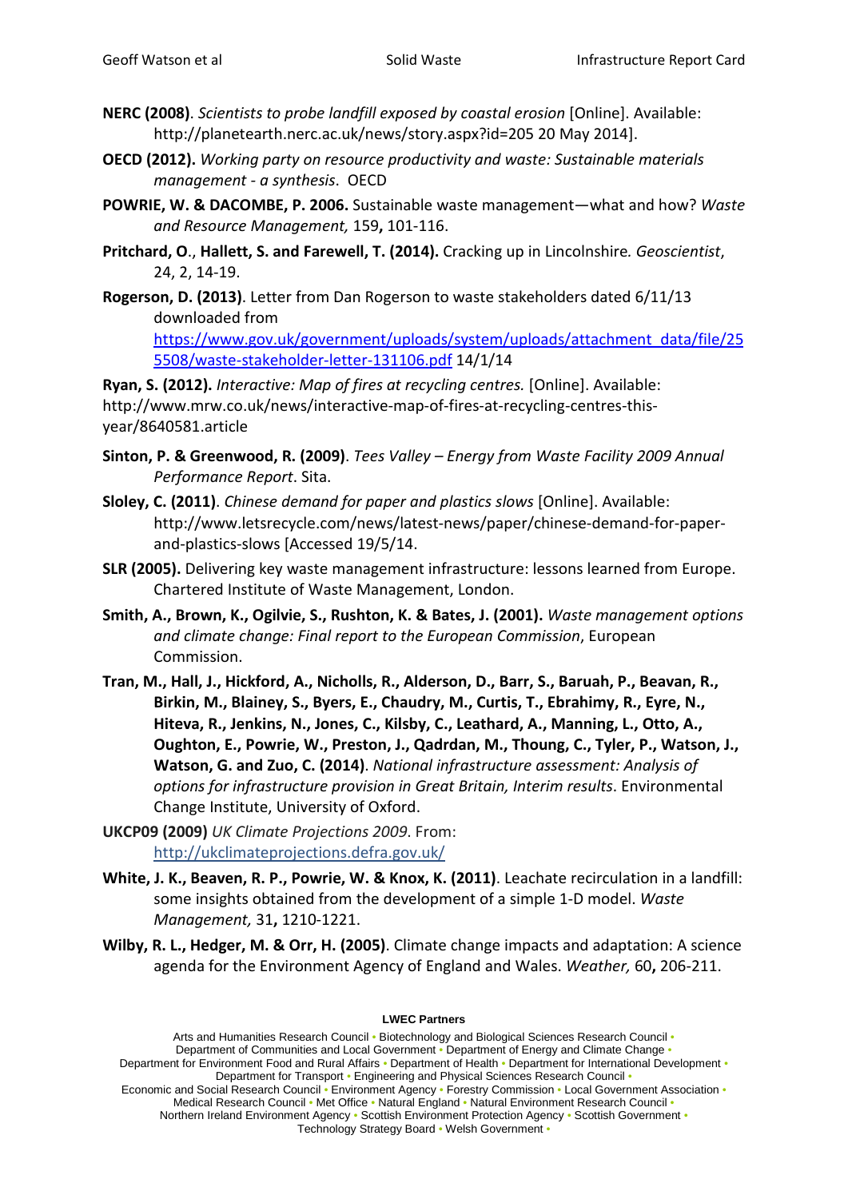**NERC (2008)**. *Scientists to probe landfill exposed by coastal erosion* [Online]. Available: http://planetearth.nerc.ac.uk/news/story.aspx?id=205 20 May 2014].

**OECD (2012).** *Working party on resource productivity and waste: Sustainable materials management - a synthesis*. OECD

**POWRIE, W. & DACOMBE, P. 2006.** Sustainable waste management—what and how? *Waste and Resource Management,* 159**,** 101-116.

**Pritchard, O**., **Hallett, S. and Farewell, T. (2014).** Cracking up in Lincolnshire*. Geoscientist*, 24, 2, 14-19.

**Rogerson, D. (2013)**. Letter from Dan Rogerson to waste stakeholders dated 6/11/13 downloaded from https://www.gov.uk/government/uploads/system/uploads/attachment_data/file/255508/waste-stakeholder-letter-131106.pdf 14/1/14

**Ryan, S. (2012).** *Interactive: Map of fires at recycling centres.* [Online]. Available: http://www.mrw.co.uk/news/interactive-map-of-fires-at-recycling-centres-this-year/8640581.article

**Sinton, P. & Greenwood, R. (2009)**. *Tees Valley – Energy from Waste Facility 2009 Annual Performance Report*. Sita.

**Sloley, C. (2011)**. *Chinese demand for paper and plastics slows* [Online]. Available: http://www.letsrecycle.com/news/latest-news/paper/chinese-demand-for-paper-and-plastics-slows [Accessed 19/5/14.

**SLR (2005).** Delivering key waste management infrastructure: lessons learned from Europe. Chartered Institute of Waste Management, London.

**Smith, A., Brown, K., Ogilvie, S., Rushton, K. & Bates, J. (2001).** *Waste management options and climate change: Final report to the European Commission*, European Commission.

**Tran, M., Hall, J., Hickford, A., Nicholls, R., Alderson, D., Barr, S., Baruah, P., Beavan, R., Birkin, M., Blainey, S., Byers, E., Chaudry, M., Curtis, T., Ebrahimy, R., Eyre, N., Hiteva, R., Jenkins, N., Jones, C., Kilsby, C., Leathard, A., Manning, L., Otto, A., Oughton, E., Powrie, W., Preston, J., Qadrdan, M., Thoung, C., Tyler, P., Watson, J., Watson, G. and Zuo, C. (2014)**. *National infrastructure assessment: Analysis of options for infrastructure provision in Great Britain, Interim results*. Environmental Change Institute, University of Oxford.

**UKCP09 (2009)** *UK Climate Projections 2009*. From: http://ukclimateprojections.defra.gov.uk/

**White, J. K., Beaven, R. P., Powrie, W. & Knox, K. (2011)**. Leachate recirculation in a landfill: some insights obtained from the development of a simple 1-D model. *Waste Management,* 31**,** 1210-1221.

**Wilby, R. L., Hedger, M. & Orr, H. (2005)**. Climate change impacts and adaptation: A science agenda for the Environment Agency of England and Wales. *Weather,* 60**,** 206-211.

**LWEC Partners**

Arts and Humanities Research Council • Biotechnology and Biological Sciences Research Council • Department of Communities and Local Government • Department of Energy and Climate Change • Department for Environment Food and Rural Affairs • Department of Health • Department for International Development • Department for Transport • Engineering and Physical Sciences Research Council • Economic and Social Research Council • Environment Agency • Forestry Commission • Local Government Association • Medical Research Council • Met Office • Natural England • Natural Environment Research Council • Northern Ireland Environment Agency • Scottish Environment Protection Agency • Scottish Government • Technology Strategy Board • Welsh Government •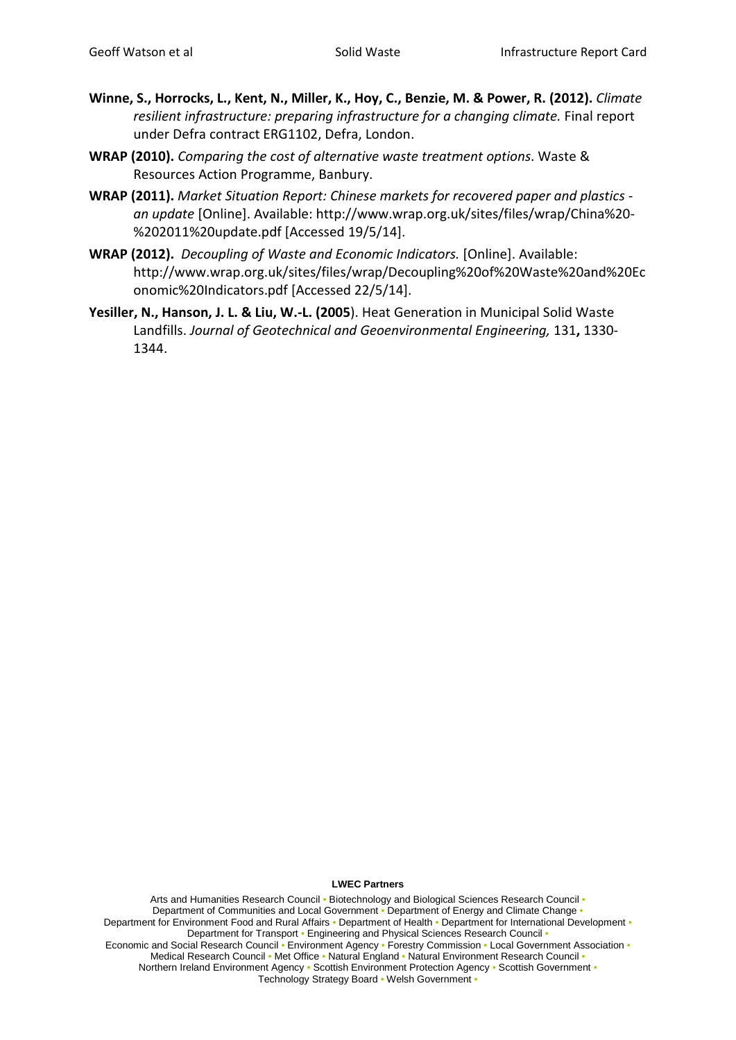**Winne, S., Horrocks, L., Kent, N., Miller, K., Hoy, C., Benzie, M. & Power, R. (2012).** *Climate resilient infrastructure: preparing infrastructure for a changing climate.* Final report under Defra contract ERG1102, Defra, London.

**WRAP (2010).** *Comparing the cost of alternative waste treatment options*. Waste & Resources Action Programme, Banbury.

**WRAP (2011).** *Market Situation Report: Chinese markets for recovered paper and plastics - an update* [Online]. Available: http://www.wrap.org.uk/sites/files/wrap/China%20-%202011%20update.pdf [Accessed 19/5/14].

**WRAP (2012).** *Decoupling of Waste and Economic Indicators.* [Online]. Available: http://www.wrap.org.uk/sites/files/wrap/Decoupling%20of%20Waste%20and%20Economic%20Indicators.pdf [Accessed 22/5/14].

**Yesiller, N., Hanson, J. L. & Liu, W.-L. (2005**). Heat Generation in Municipal Solid Waste Landfills. *Journal of Geotechnical and Geoenvironmental Engineering,* 131**,** 1330-1344.

**LWEC Partners**

Arts and Humanities Research Council • Biotechnology and Biological Sciences Research Council • Department of Communities and Local Government • Department of Energy and Climate Change • Department for Environment Food and Rural Affairs • Department of Health • Department for International Development • Department for Transport • Engineering and Physical Sciences Research Council • Economic and Social Research Council • Environment Agency • Forestry Commission • Local Government Association • Medical Research Council • Met Office • Natural England • Natural Environment Research Council • Northern Ireland Environment Agency • Scottish Environment Protection Agency • Scottish Government • Technology Strategy Board • Welsh Government •